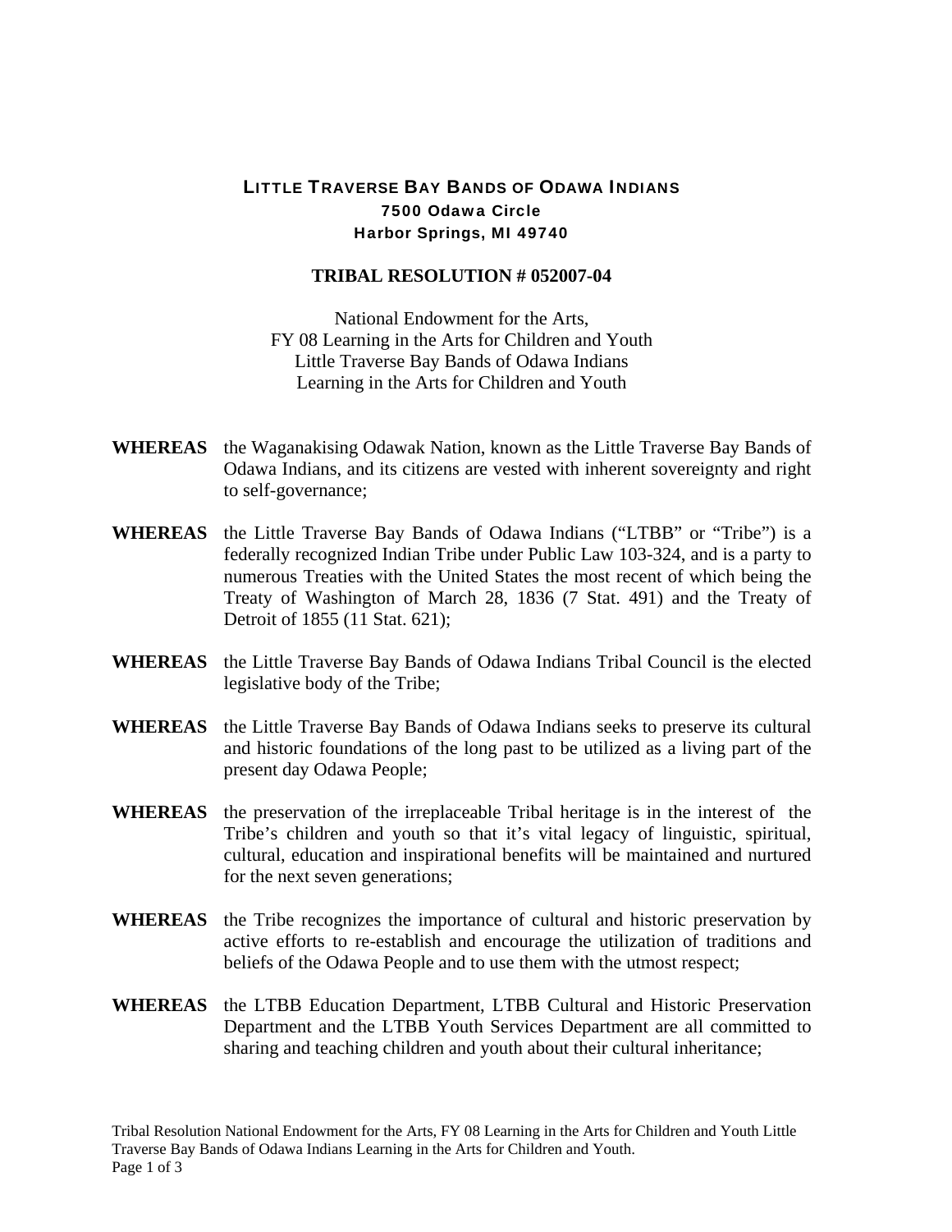**LITTLE TRAVERSE BAY BANDS OF ODAWA INDIANS**
**7500 Odawa Circle**
**Harbor Springs, MI 49740**

# TRIBAL RESOLUTION # 052007-04

National Endowment for the Arts,
FY 08 Learning in the Arts for Children and Youth
Little Traverse Bay Bands of Odawa Indians
Learning in the Arts for Children and Youth

**WHEREAS** the Waganakising Odawak Nation, known as the Little Traverse Bay Bands of Odawa Indians, and its citizens are vested with inherent sovereignty and right to self-governance;

**WHEREAS** the Little Traverse Bay Bands of Odawa Indians ("LTBB" or "Tribe") is a federally recognized Indian Tribe under Public Law 103-324, and is a party to numerous Treaties with the United States the most recent of which being the Treaty of Washington of March 28, 1836 (7 Stat. 491) and the Treaty of Detroit of 1855 (11 Stat. 621);

**WHEREAS** the Little Traverse Bay Bands of Odawa Indians Tribal Council is the elected legislative body of the Tribe;

**WHEREAS** the Little Traverse Bay Bands of Odawa Indians seeks to preserve its cultural and historic foundations of the long past to be utilized as a living part of the present day Odawa People;

**WHEREAS** the preservation of the irreplaceable Tribal heritage is in the interest of the Tribe's children and youth so that it's vital legacy of linguistic, spiritual, cultural, education and inspirational benefits will be maintained and nurtured for the next seven generations;

**WHEREAS** the Tribe recognizes the importance of cultural and historic preservation by active efforts to re-establish and encourage the utilization of traditions and beliefs of the Odawa People and to use them with the utmost respect;

**WHEREAS** the LTBB Education Department, LTBB Cultural and Historic Preservation Department and the LTBB Youth Services Department are all committed to sharing and teaching children and youth about their cultural inheritance;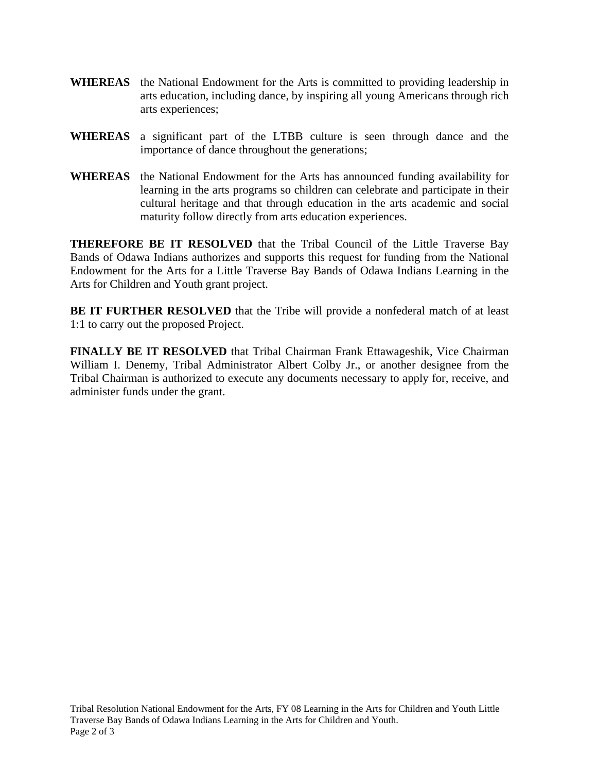**WHEREAS** the National Endowment for the Arts is committed to providing leadership in arts education, including dance, by inspiring all young Americans through rich arts experiences;

**WHEREAS** a significant part of the LTBB culture is seen through dance and the importance of dance throughout the generations;

**WHEREAS** the National Endowment for the Arts has announced funding availability for learning in the arts programs so children can celebrate and participate in their cultural heritage and that through education in the arts academic and social maturity follow directly from arts education experiences.

**THEREFORE BE IT RESOLVED** that the Tribal Council of the Little Traverse Bay Bands of Odawa Indians authorizes and supports this request for funding from the National Endowment for the Arts for a Little Traverse Bay Bands of Odawa Indians Learning in the Arts for Children and Youth grant project.

**BE IT FURTHER RESOLVED** that the Tribe will provide a nonfederal match of at least 1:1 to carry out the proposed Project.

**FINALLY BE IT RESOLVED** that Tribal Chairman Frank Ettawageshik, Vice Chairman William I. Denemy, Tribal Administrator Albert Colby Jr., or another designee from the Tribal Chairman is authorized to execute any documents necessary to apply for, receive, and administer funds under the grant.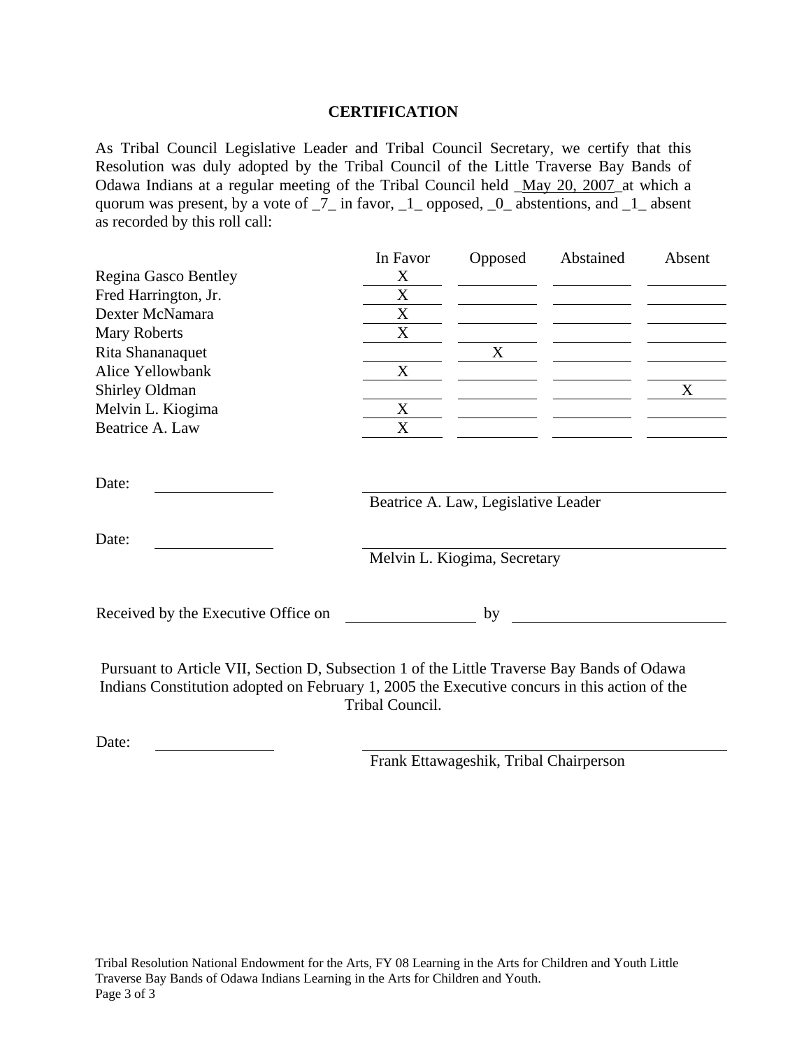## CERTIFICATION

As Tribal Council Legislative Leader and Tribal Council Secretary, we certify that this Resolution was duly adopted by the Tribal Council of the Little Traverse Bay Bands of Odawa Indians at a regular meeting of the Tribal Council held _May 20, 2007_ at which a quorum was present, by a vote of _7_ in favor, _1_ opposed, _0_ abstentions, and _1_ absent as recorded by this roll call:

| | In Favor | Opposed | Abstained | Absent |
|---|---|---|---|---|
| Regina Gasco Bentley | X | | | |
| Fred Harrington, Jr. | X | | | |
| Dexter McNamara | X | | | |
| Mary Roberts | X | | | |
| Rita Shananaquet | | X | | |
| Alice Yellowbank | X | | | |
| Shirley Oldman | | | | X |
| Melvin L. Kiogima | X | | | |
| Beatrice A. Law | X | | | |

Date: ______________ ________________________________
Beatrice A. Law, Legislative Leader

Date: ______________ ________________________________
Melvin L. Kiogima, Secretary

Received by the Executive Office on ______________ by ________________________

Pursuant to Article VII, Section D, Subsection 1 of the Little Traverse Bay Bands of Odawa Indians Constitution adopted on February 1, 2005 the Executive concurs in this action of the Tribal Council.

Date: ______________ ________________________________
Frank Ettawageshik, Tribal Chairperson

Tribal Resolution National Endowment for the Arts, FY 08 Learning in the Arts for Children and Youth Little Traverse Bay Bands of Odawa Indians Learning in the Arts for Children and Youth.